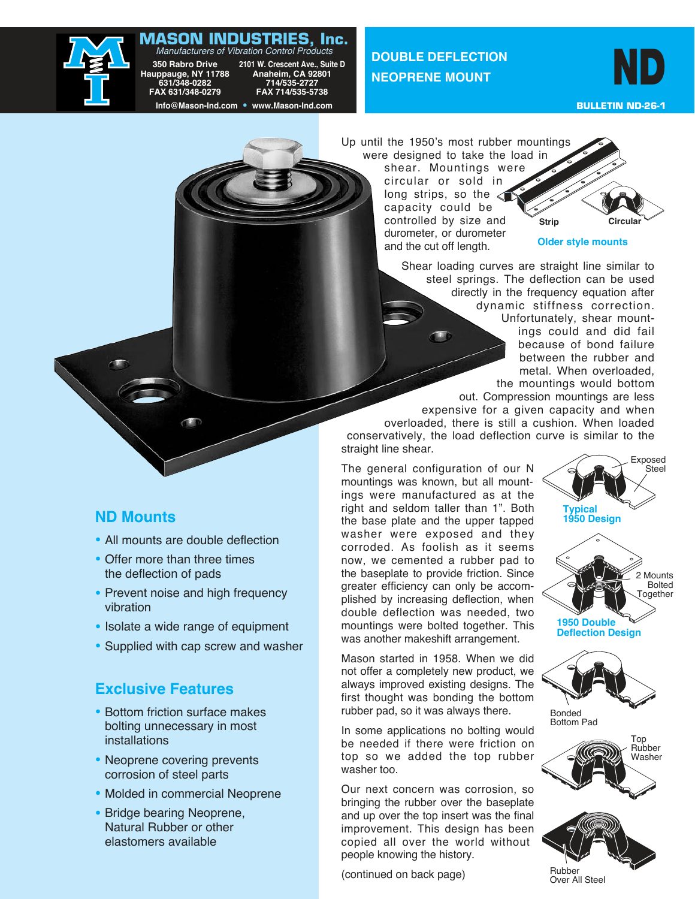# MASON INDUSTRIES, Inc.

*Manufacturers of Vibration Control Products*

350 Rabro Drive
Hauppauge, NY 11788
631/348-0282
FAX 631/348-0279

2101 W. Crescent Ave., Suite D
Anaheim, CA 92801
714/535-2727
FAX 714/535-5738

Info@Mason-Ind.com • www.Mason-Ind.com

## DOUBLE DEFLECTION NEOPRENE MOUNT

# ND

**BULLETIN ND-26-1**

## ND Mounts

- All mounts are double deflection
- Offer more than three times the deflection of pads
- Prevent noise and high frequency vibration
- Isolate a wide range of equipment
- Supplied with cap screw and washer

## Exclusive Features

- Bottom friction surface makes bolting unnecessary in most installations
- Neoprene covering prevents corrosion of steel parts
- Molded in commercial Neoprene
- Bridge bearing Neoprene, Natural Rubber or other elastomers available

Up until the 1950's most rubber mountings were designed to take the load in shear. Mountings were circular or sold in long strips, so the capacity could be controlled by size and durometer, or durometer and the cut off length.

Strip — Circular

**Older style mounts**

Shear loading curves are straight line similar to steel springs. The deflection can be used directly in the frequency equation after dynamic stiffness correction. Unfortunately, shear mountings could and did fail because of bond failure between the rubber and metal. When overloaded, the mountings would bottom out. Compression mountings are less expensive for a given capacity and when overloaded, there is still a cushion. When loaded conservatively, the load deflection curve is similar to the straight line shear.

The general configuration of our N mountings was known, but all mountings were manufactured as at the right and seldom taller than 1". Both the base plate and the upper tapped washer were exposed and they corroded. As foolish as it seems now, we cemented a rubber pad to the baseplate to provide friction. Since greater efficiency can only be accomplished by increasing deflection, when double deflection was needed, two mountings were bolted together. This was another makeshift arrangement.

Exposed Steel

**Typical 1950 Design**

2 Mounts Bolted Together

**1950 Double Deflection Design**

Mason started in 1958. When we did not offer a completely new product, we always improved existing designs. The first thought was bonding the bottom rubber pad, so it was always there.

Bonded Bottom Pad

In some applications no bolting would be needed if there was friction on top so we added the top rubber washer too.

Top Rubber Washer

Our next concern was corrosion, so bringing the rubber over the baseplate and up over the top insert was the final improvement. This design has been copied all over the world without people knowing the history.

Rubber Over All Steel

(continued on back page)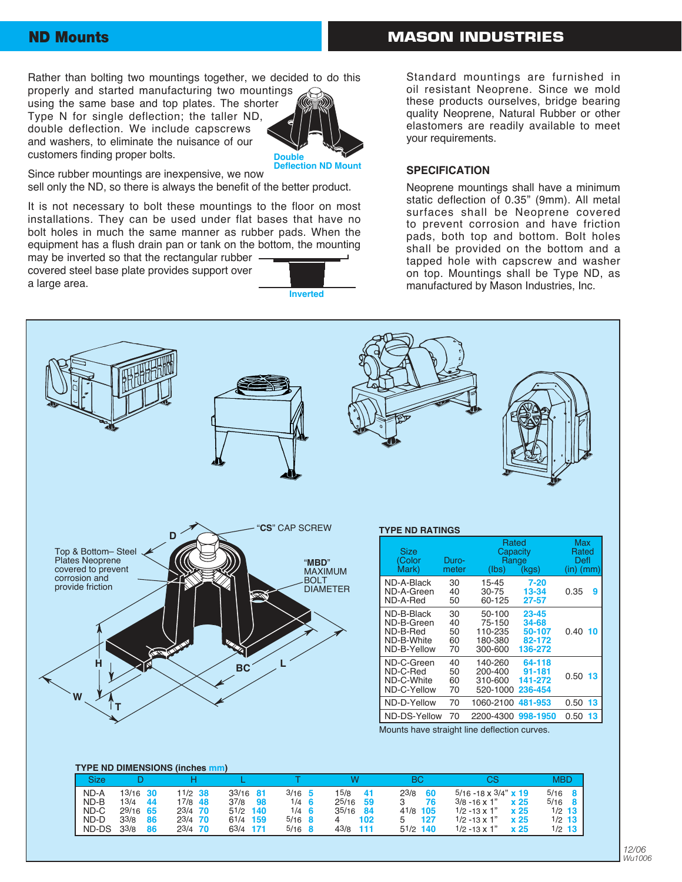## ND Mounts

**MASON INDUSTRIES**

Rather than bolting two mountings together, we decided to do this properly and started manufacturing two mountings using the same base and top plates. The shorter Type N for single deflection; the taller ND, double deflection. We include capscrews and washers, to eliminate the nuisance of our customers finding proper bolts.

Double Deflection ND Mount

Since rubber mountings are inexpensive, we now sell only the ND, so there is always the benefit of the better product.

It is not necessary to bolt these mountings to the floor on most installations. They can be used under flat bases that have no bolt holes in much the same manner as rubber pads. When the equipment has a flush drain pan or tank on the bottom, the mounting may be inverted so that the rectangular rubber covered steel base plate provides support over a large area.

Inverted

Standard mountings are furnished in oil resistant Neoprene. Since we mold these products ourselves, bridge bearing quality Neoprene, Natural Rubber or other elastomers are readily available to meet your requirements.

### SPECIFICATION

Neoprene mountings shall have a minimum static deflection of 0.35" (9mm). All metal surfaces shall be Neoprene covered to prevent corrosion and have friction pads, both top and bottom. Bolt holes shall be provided on the bottom and a tapped hole with capscrew and washer on top. Mountings shall be Type ND, as manufactured by Mason Industries, Inc.

D

"CS" CAP SCREW

Top & Bottom– Steel Plates Neoprene covered to prevent corrosion and provide friction

"MBD" MAXIMUM BOLT DIAMETER

H

BC

L

W

T

**TYPE ND RATINGS**

| Size (Color Mark) | Duro-meter | Rated Capacity Range (lbs) | (kgs) | Max Rated Defl (in) | (mm) |
|---|---|---|---|---|---|
| ND-A-Black | 30 | 15-45 | 7-20 | 0.35 | 9 |
| ND-A-Green | 40 | 30-75 | 13-34 | | |
| ND-A-Red | 50 | 60-125 | 27-57 | | |
| ND-B-Black | 30 | 50-100 | 23-45 | 0.40 | 10 |
| ND-B-Green | 40 | 75-150 | 34-68 | | |
| ND-B-Red | 50 | 110-235 | 50-107 | | |
| ND-B-White | 60 | 180-380 | 82-172 | | |
| ND-B-Yellow | 70 | 300-600 | 136-272 | | |
| ND-C-Green | 40 | 140-260 | 64-118 | 0.50 | 13 |
| ND-C-Red | 50 | 200-400 | 91-181 | | |
| ND-C-White | 60 | 310-600 | 141-272 | | |
| ND-C-Yellow | 70 | 520-1000 | 236-454 | | |
| ND-D-Yellow | 70 | 1060-2100 | 481-953 | 0.50 | 13 |
| ND-DS-Yellow | 70 | 2200-4300 | 998-1950 | 0.50 | 13 |

Mounts have straight line deflection curves.

**TYPE ND DIMENSIONS (inches mm)**

| Size | D | H | L | T | W | BC | CS | MBD |
|---|---|---|---|---|---|---|---|---|
| ND-A | 1 3/16 30 | 1 1/2 38 | 3 3/16 81 | 3/16 5 | 1 5/8 41 | 2 3/8 60 | 5/16 -18 x 3/4" x 19 | 5/16 8 |
| ND-B | 1 3/4 44 | 1 7/8 48 | 3 7/8 98 | 1/4 6 | 2 5/16 59 | 3 76 | 3/8 -16 x 1" x 25 | 5/16 8 |
| ND-C | 2 9/16 65 | 2 3/4 70 | 5 1/2 140 | 1/4 6 | 3 5/16 84 | 4 1/8 105 | 1/2 -13 x 1" x 25 | 1/2 13 |
| ND-D | 3 3/8 86 | 2 3/4 70 | 6 1/4 159 | 5/16 8 | 4 102 | 5 127 | 1/2 -13 x 1" x 25 | 1/2 13 |
| ND-DS | 3 3/8 86 | 2 3/4 70 | 6 3/4 171 | 5/16 8 | 4 3/8 111 | 5 1/2 140 | 1/2 -13 x 1" x 25 | 1/2 13 |

12/06
Wu1006